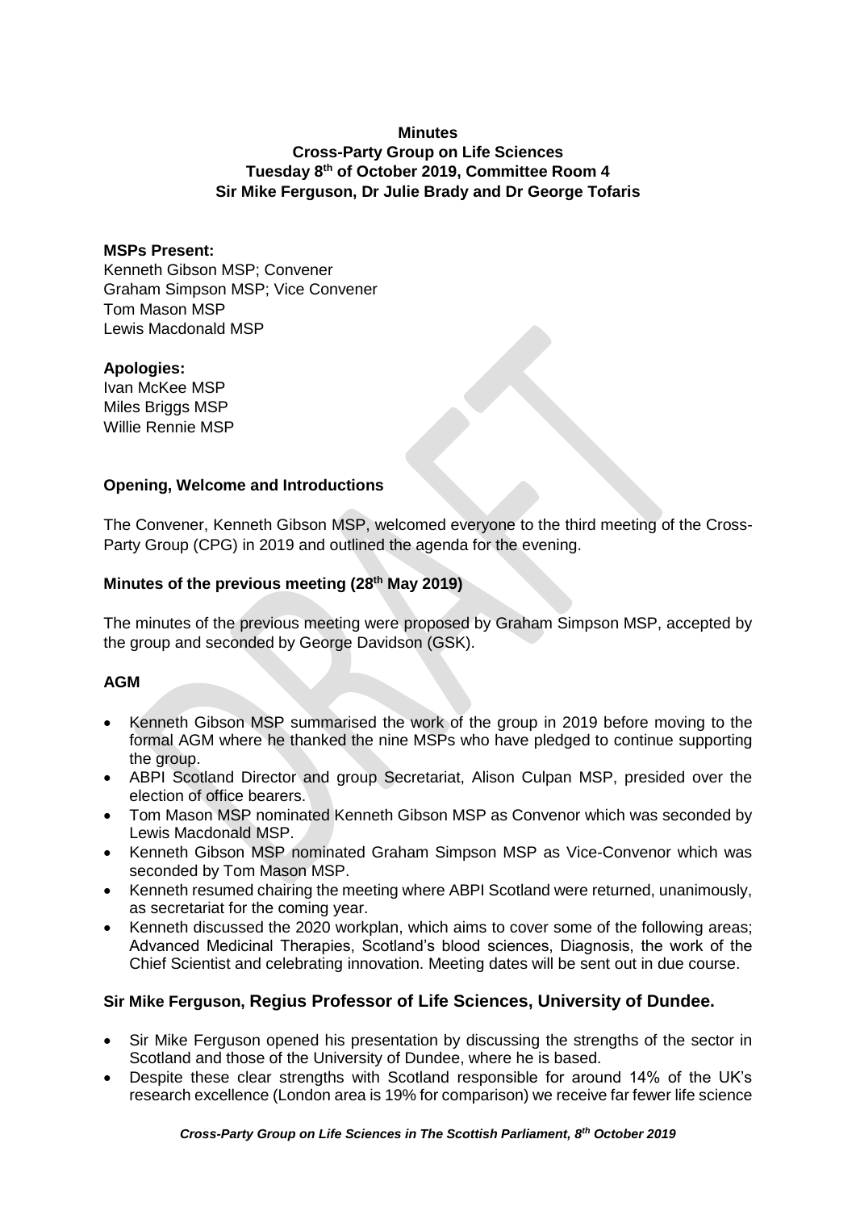**Minutes**
**Cross-Party Group on Life Sciences**
**Tuesday 8th of October 2019, Committee Room 4**
**Sir Mike Ferguson, Dr Julie Brady and Dr George Tofaris**

**MSPs Present:**
Kenneth Gibson MSP; Convener
Graham Simpson MSP; Vice Convener
Tom Mason MSP
Lewis Macdonald MSP

**Apologies:**
Ivan McKee MSP
Miles Briggs MSP
Willie Rennie MSP

### Opening, Welcome and Introductions

The Convener, Kenneth Gibson MSP, welcomed everyone to the third meeting of the Cross-Party Group (CPG) in 2019 and outlined the agenda for the evening.

### Minutes of the previous meeting (28th May 2019)

The minutes of the previous meeting were proposed by Graham Simpson MSP, accepted by the group and seconded by George Davidson (GSK).

### AGM

- Kenneth Gibson MSP summarised the work of the group in 2019 before moving to the formal AGM where he thanked the nine MSPs who have pledged to continue supporting the group.
- ABPI Scotland Director and group Secretariat, Alison Culpan MSP, presided over the election of office bearers.
- Tom Mason MSP nominated Kenneth Gibson MSP as Convenor which was seconded by Lewis Macdonald MSP.
- Kenneth Gibson MSP nominated Graham Simpson MSP as Vice-Convenor which was seconded by Tom Mason MSP.
- Kenneth resumed chairing the meeting where ABPI Scotland were returned, unanimously, as secretariat for the coming year.
- Kenneth discussed the 2020 workplan, which aims to cover some of the following areas; Advanced Medicinal Therapies, Scotland's blood sciences, Diagnosis, the work of the Chief Scientist and celebrating innovation. Meeting dates will be sent out in due course.

### Sir Mike Ferguson, Regius Professor of Life Sciences, University of Dundee.

- Sir Mike Ferguson opened his presentation by discussing the strengths of the sector in Scotland and those of the University of Dundee, where he is based.
- Despite these clear strengths with Scotland responsible for around 14% of the UK's research excellence (London area is 19% for comparison) we receive far fewer life science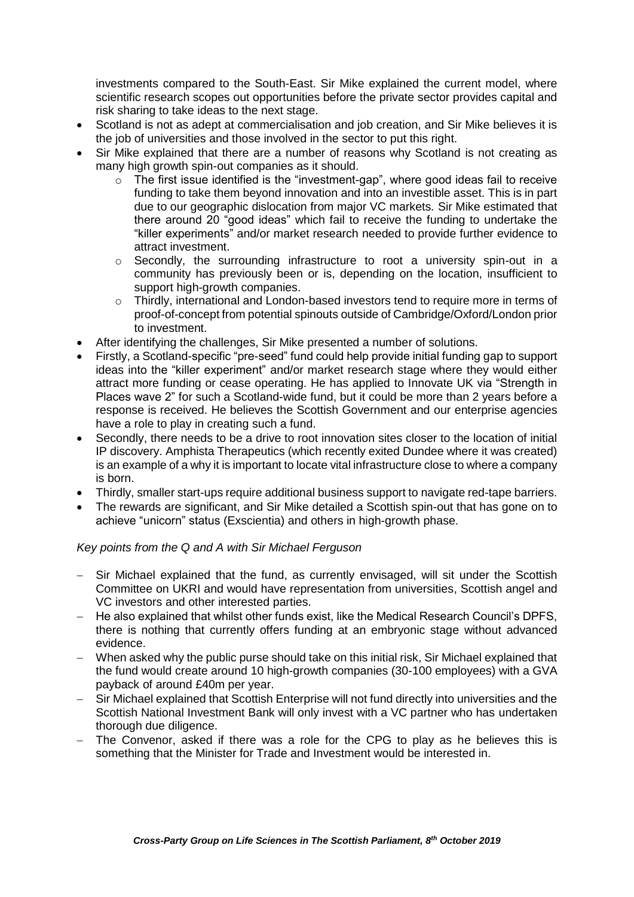investments compared to the South-East. Sir Mike explained the current model, where scientific research scopes out opportunities before the private sector provides capital and risk sharing to take ideas to the next stage.

- Scotland is not as adept at commercialisation and job creation, and Sir Mike believes it is the job of universities and those involved in the sector to put this right.
- Sir Mike explained that there are a number of reasons why Scotland is not creating as many high growth spin-out companies as it should.
  - The first issue identified is the "investment-gap", where good ideas fail to receive funding to take them beyond innovation and into an investible asset. This is in part due to our geographic dislocation from major VC markets. Sir Mike estimated that there around 20 "good ideas" which fail to receive the funding to undertake the "killer experiments" and/or market research needed to provide further evidence to attract investment.
  - Secondly, the surrounding infrastructure to root a university spin-out in a community has previously been or is, depending on the location, insufficient to support high-growth companies.
  - Thirdly, international and London-based investors tend to require more in terms of proof-of-concept from potential spinouts outside of Cambridge/Oxford/London prior to investment.
- After identifying the challenges, Sir Mike presented a number of solutions.
- Firstly, a Scotland-specific "pre-seed" fund could help provide initial funding gap to support ideas into the "killer experiment" and/or market research stage where they would either attract more funding or cease operating. He has applied to Innovate UK via "Strength in Places wave 2" for such a Scotland-wide fund, but it could be more than 2 years before a response is received. He believes the Scottish Government and our enterprise agencies have a role to play in creating such a fund.
- Secondly, there needs to be a drive to root innovation sites closer to the location of initial IP discovery. Amphista Therapeutics (which recently exited Dundee where it was created) is an example of a why it is important to locate vital infrastructure close to where a company is born.
- Thirdly, smaller start-ups require additional business support to navigate red-tape barriers.
- The rewards are significant, and Sir Mike detailed a Scottish spin-out that has gone on to achieve "unicorn" status (Exscientia) and others in high-growth phase.

*Key points from the Q and A with Sir Michael Ferguson*

- Sir Michael explained that the fund, as currently envisaged, will sit under the Scottish Committee on UKRI and would have representation from universities, Scottish angel and VC investors and other interested parties.
- He also explained that whilst other funds exist, like the Medical Research Council's DPFS, there is nothing that currently offers funding at an embryonic stage without advanced evidence.
- When asked why the public purse should take on this initial risk, Sir Michael explained that the fund would create around 10 high-growth companies (30-100 employees) with a GVA payback of around £40m per year.
- Sir Michael explained that Scottish Enterprise will not fund directly into universities and the Scottish National Investment Bank will only invest with a VC partner who has undertaken thorough due diligence.
- The Convenor, asked if there was a role for the CPG to play as he believes this is something that the Minister for Trade and Investment would be interested in.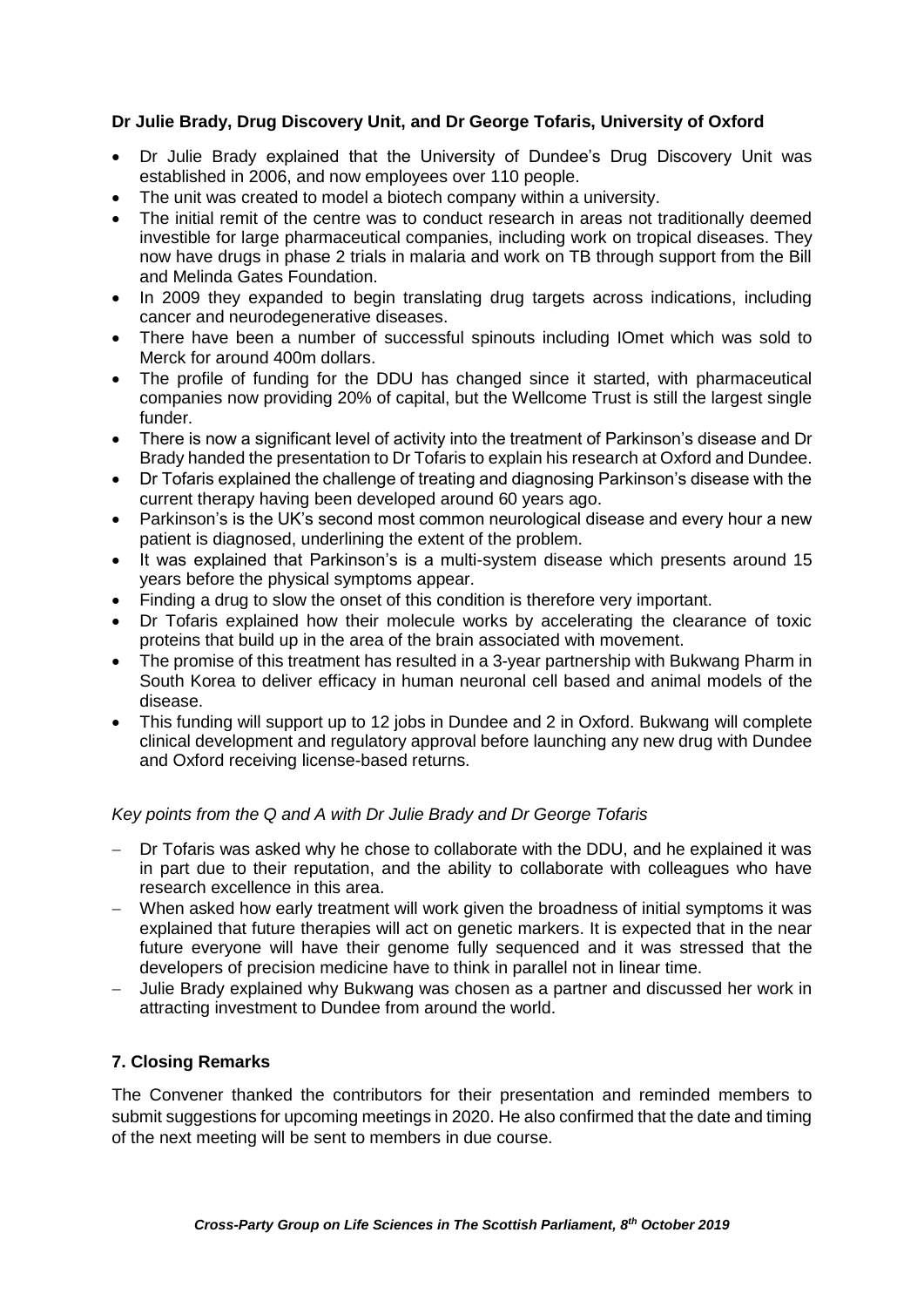**Dr Julie Brady, Drug Discovery Unit, and Dr George Tofaris, University of Oxford**

- Dr Julie Brady explained that the University of Dundee's Drug Discovery Unit was established in 2006, and now employees over 110 people.
- The unit was created to model a biotech company within a university.
- The initial remit of the centre was to conduct research in areas not traditionally deemed investible for large pharmaceutical companies, including work on tropical diseases. They now have drugs in phase 2 trials in malaria and work on TB through support from the Bill and Melinda Gates Foundation.
- In 2009 they expanded to begin translating drug targets across indications, including cancer and neurodegenerative diseases.
- There have been a number of successful spinouts including IOmet which was sold to Merck for around 400m dollars.
- The profile of funding for the DDU has changed since it started, with pharmaceutical companies now providing 20% of capital, but the Wellcome Trust is still the largest single funder.
- There is now a significant level of activity into the treatment of Parkinson's disease and Dr Brady handed the presentation to Dr Tofaris to explain his research at Oxford and Dundee.
- Dr Tofaris explained the challenge of treating and diagnosing Parkinson's disease with the current therapy having been developed around 60 years ago.
- Parkinson's is the UK's second most common neurological disease and every hour a new patient is diagnosed, underlining the extent of the problem.
- It was explained that Parkinson's is a multi-system disease which presents around 15 years before the physical symptoms appear.
- Finding a drug to slow the onset of this condition is therefore very important.
- Dr Tofaris explained how their molecule works by accelerating the clearance of toxic proteins that build up in the area of the brain associated with movement.
- The promise of this treatment has resulted in a 3-year partnership with Bukwang Pharm in South Korea to deliver efficacy in human neuronal cell based and animal models of the disease.
- This funding will support up to 12 jobs in Dundee and 2 in Oxford. Bukwang will complete clinical development and regulatory approval before launching any new drug with Dundee and Oxford receiving license-based returns.

*Key points from the Q and A with Dr Julie Brady and Dr George Tofaris*

- Dr Tofaris was asked why he chose to collaborate with the DDU, and he explained it was in part due to their reputation, and the ability to collaborate with colleagues who have research excellence in this area.
- When asked how early treatment will work given the broadness of initial symptoms it was explained that future therapies will act on genetic markers. It is expected that in the near future everyone will have their genome fully sequenced and it was stressed that the developers of precision medicine have to think in parallel not in linear time.
- Julie Brady explained why Bukwang was chosen as a partner and discussed her work in attracting investment to Dundee from around the world.

## 7. Closing Remarks

The Convener thanked the contributors for their presentation and reminded members to submit suggestions for upcoming meetings in 2020. He also confirmed that the date and timing of the next meeting will be sent to members in due course.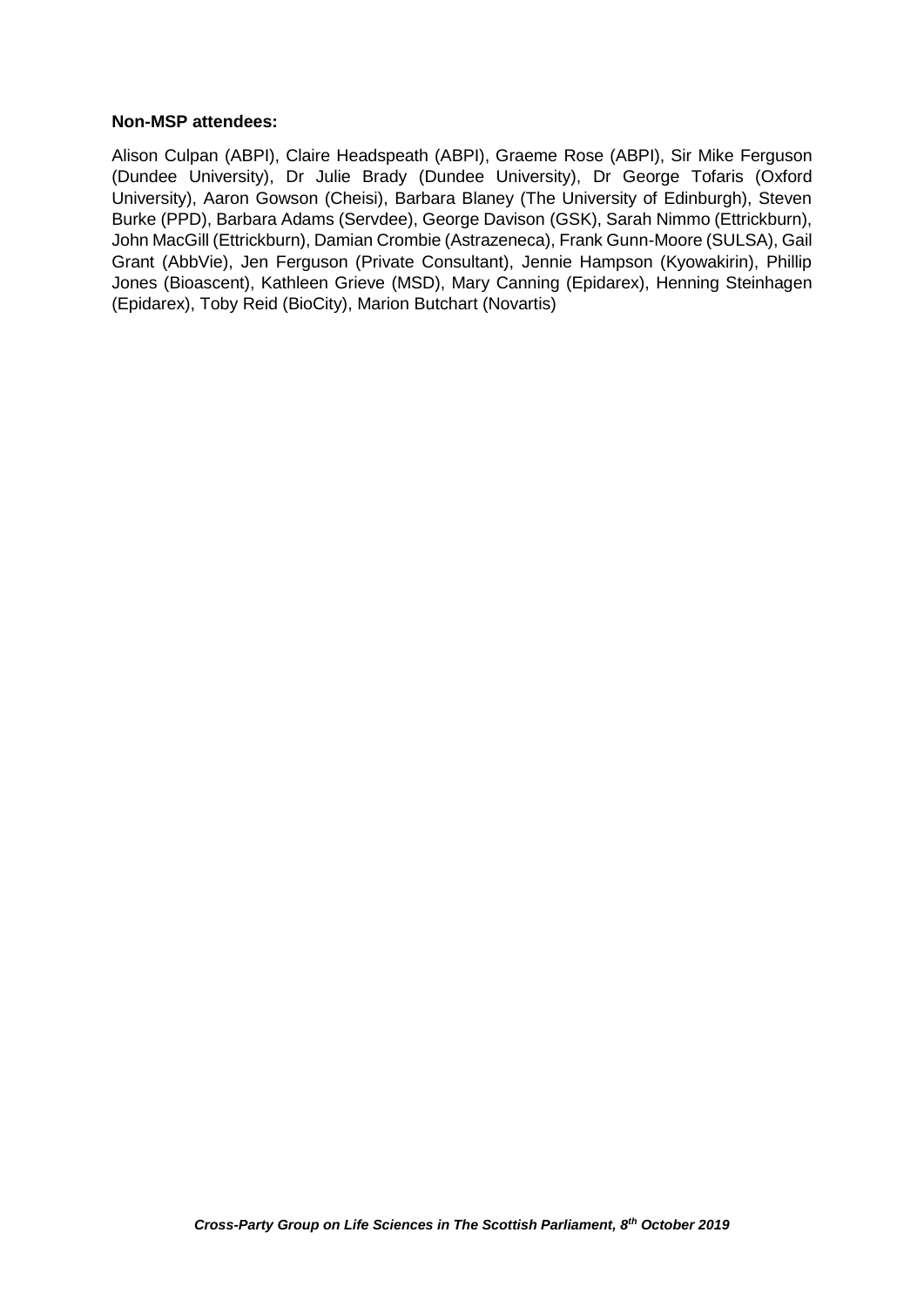**Non-MSP attendees:**

Alison Culpan (ABPI), Claire Headspeath (ABPI), Graeme Rose (ABPI), Sir Mike Ferguson (Dundee University), Dr Julie Brady (Dundee University), Dr George Tofaris (Oxford University), Aaron Gowson (Cheisi), Barbara Blaney (The University of Edinburgh), Steven Burke (PPD), Barbara Adams (Servdee), George Davison (GSK), Sarah Nimmo (Ettrickburn), John MacGill (Ettrickburn), Damian Crombie (Astrazeneca), Frank Gunn-Moore (SULSA), Gail Grant (AbbVie), Jen Ferguson (Private Consultant), Jennie Hampson (Kyowakirin), Phillip Jones (Bioascent), Kathleen Grieve (MSD), Mary Canning (Epidarex), Henning Steinhagen (Epidarex), Toby Reid (BioCity), Marion Butchart (Novartis)